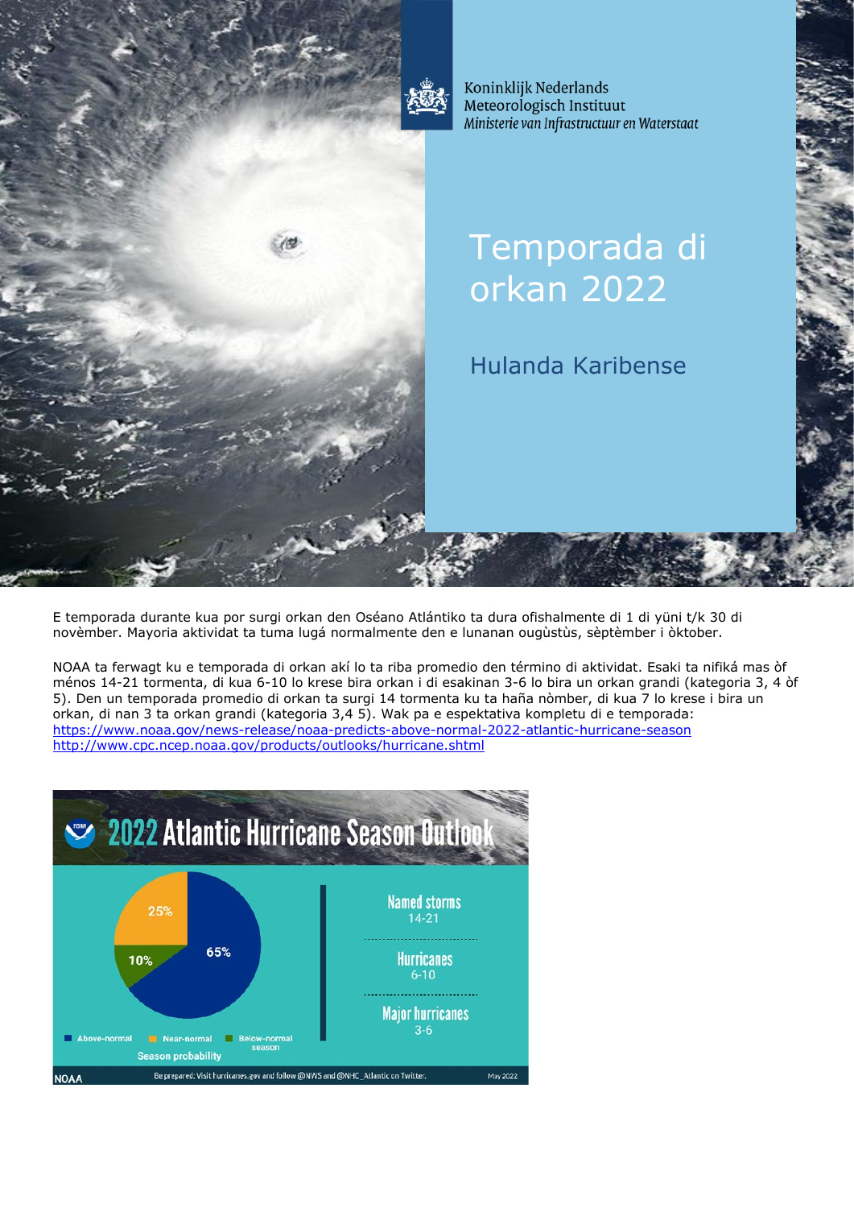Koninklijk Nederlands Meteorologisch Instituut
*Ministerie van Infrastructuur en Waterstaat*

# Temporada di orkan 2022

## Hulanda Karibense

E temporada durante kua por surgi orkan den Oséano Atlántiko ta dura ofishalmente di 1 di yüni t/k 30 di novèmber. Mayoria aktividat ta tuma lugá normalmente den e lunanan ougùstùs, sèptèmber i òktober.

NOAA ta ferwagt ku e temporada di orkan akí lo ta riba promedio den término di aktividat. Esaki ta nifiká mas òf ménos 14-21 tormenta, di kua 6-10 lo krese bira orkan i di esakinan 3-6 lo bira un orkan grandi (kategoria 3, 4 òf 5). Den un temporada promedio di orkan ta surgi 14 tormenta ku ta haña nòmber, di kua 7 lo krese i bira un orkan, di nan 3 ta orkan grandi (kategoria 3,4 5). Wak pa e espektativa kompletu di e temporada:
https://www.noaa.gov/news-release/noaa-predicts-above-normal-2022-atlantic-hurricane-season
http://www.cpc.ncep.noaa.gov/products/outlooks/hurricane.shtml

**2022 Atlantic Hurricane Season Outlook**

Season probability: Above-normal 65%, Near-normal 25%, Below-normal season 10%

| | |
|---|---|
| Named storms | 14-21 |
| Hurricanes | 6-10 |
| Major hurricanes | 3-6 |

NOAA — Be prepared: Visit hurricanes.gov and follow @NWS and @NHC_Atlantic on Twitter. — May 2022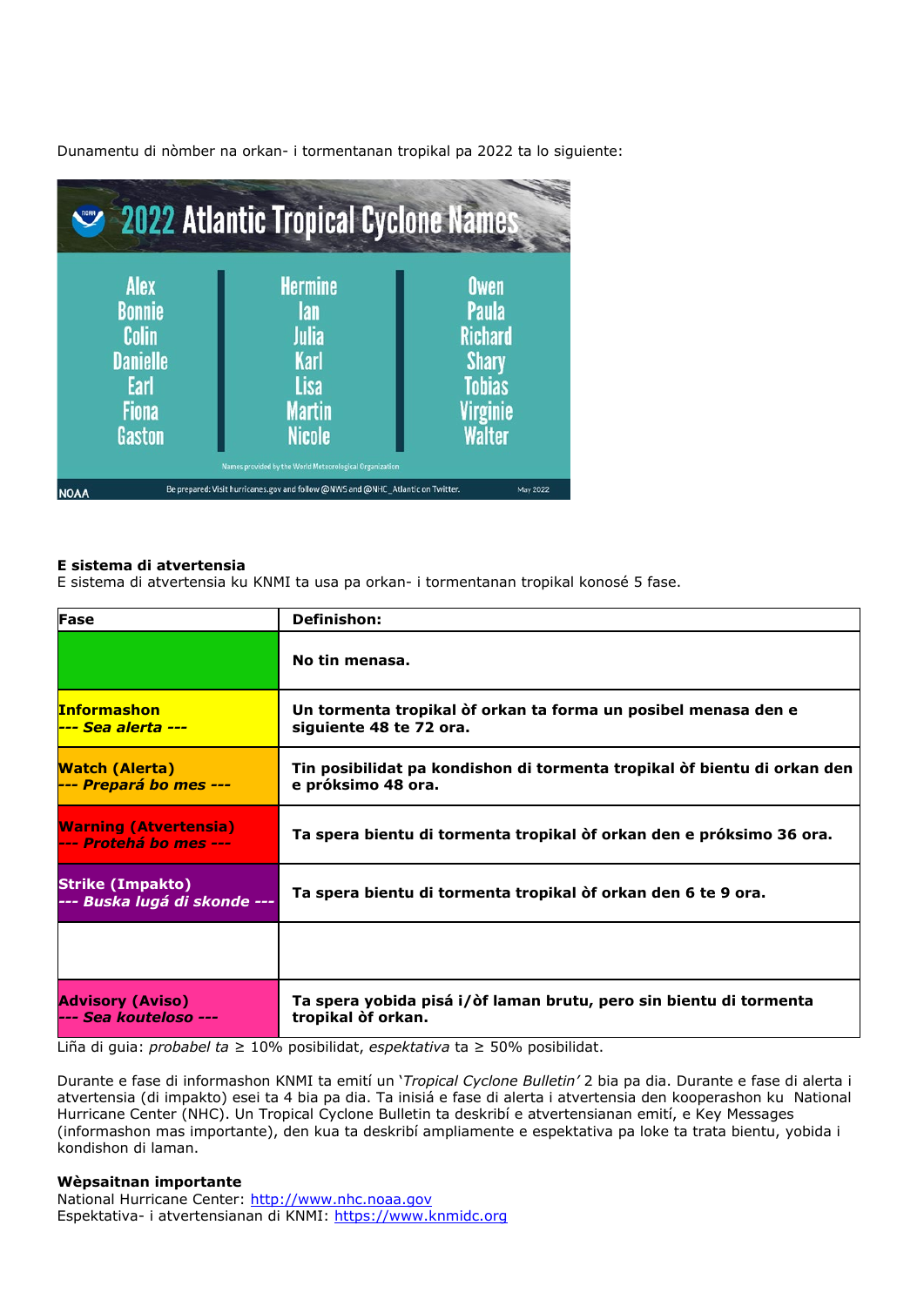Dunamentu di nòmber na orkan- i tormentanan tropikal pa 2022 ta lo siguiente:

**2022 Atlantic Tropical Cyclone Names**

| | | |
|---|---|---|
| Alex | Hermine | Owen |
| Bonnie | Ian | Paula |
| Colin | Julia | Richard |
| Danielle | Karl | Shary |
| Earl | Lisa | Tobias |
| Fiona | Martin | Virginie |
| Gaston | Nicole | Walter |

Names provided by the World Meteorological Organization

NOAA — Be prepared: Visit hurricanes.gov and follow @NWS and @NHC_Atlantic on Twitter. — May 2022

**E sistema di atvertensia**
E sistema di atvertensia ku KNMI ta usa pa orkan- i tormentanan tropikal konosé 5 fase.

| Fase | Definishon: |
|---|---|
| | **No tin menasa.** |
| **Informashon** <br> ***--- Sea alerta ---*** | **Un tormenta tropikal òf orkan ta forma un posibel menasa den e siguiente 48 te 72 ora.** |
| **Watch (Alerta)** <br> ***--- Prepará bo mes ---*** | **Tin posibilidat pa kondishon di tormenta tropikal òf bientu di orkan den e próksimo 48 ora.** |
| **Warning (Atvertensia)** <br> ***--- Protehá bo mes ---*** | **Ta spera bientu di tormenta tropikal òf orkan den e próksimo 36 ora.** |
| **Strike (Impakto)** <br> ***--- Buska lugá di skonde ---*** | **Ta spera bientu di tormenta tropikal òf orkan den 6 te 9 ora.** |
| | |
| **Advisory (Aviso)** <br> ***--- Sea kouteloso ---*** | **Ta spera yobida pisá i/òf laman brutu, pero sin bientu di tormenta tropikal òf orkan.** |

Liña di guia: *probabel* ta ≥ 10% posibilidat, *espektativa* ta ≥ 50% posibilidat.

Durante e fase di informashon KNMI ta emití un '*Tropical Cyclone Bulletin'* 2 bia pa dia. Durante e fase di alerta i atvertensia (di impakto) esei ta 4 bia pa dia. Ta inisiá e fase di alerta i atvertensia den kooperashon ku National Hurricane Center (NHC). Un Tropical Cyclone Bulletin ta deskribí e atvertensianan emití, e Key Messages (informashon mas importante), den kua ta deskribí ampliamente e espektativa pa loke ta trata bientu, yobida i kondishon di laman.

**Wèpsaitnan importante**
National Hurricane Center: http://www.nhc.noaa.gov
Espektativa- i atvertensianan di KNMI: https://www.knmidc.org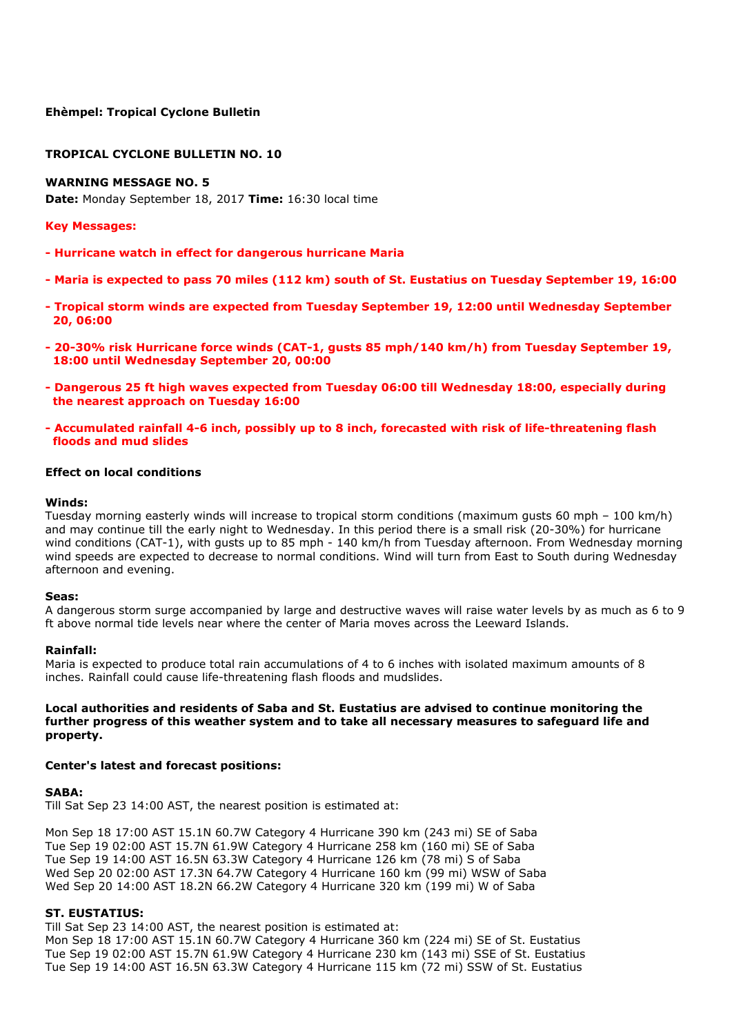**Ehèmpel: Tropical Cyclone Bulletin**

**TROPICAL CYCLONE BULLETIN NO. 10**

**WARNING MESSAGE NO. 5**

**Date:** Monday September 18, 2017 **Time:** 16:30 local time

**Key Messages:**

- **Hurricane watch in effect for dangerous hurricane Maria**
- **Maria is expected to pass 70 miles (112 km) south of St. Eustatius on Tuesday September 19, 16:00**
- **Tropical storm winds are expected from Tuesday September 19, 12:00 until Wednesday September 20, 06:00**
- **20-30% risk Hurricane force winds (CAT-1, gusts 85 mph/140 km/h) from Tuesday September 19, 18:00 until Wednesday September 20, 00:00**
- **Dangerous 25 ft high waves expected from Tuesday 06:00 till Wednesday 18:00, especially during the nearest approach on Tuesday 16:00**
- **Accumulated rainfall 4-6 inch, possibly up to 8 inch, forecasted with risk of life-threatening flash floods and mud slides**

**Effect on local conditions**

**Winds:**

Tuesday morning easterly winds will increase to tropical storm conditions (maximum gusts 60 mph – 100 km/h) and may continue till the early night to Wednesday. In this period there is a small risk (20-30%) for hurricane wind conditions (CAT-1), with gusts up to 85 mph - 140 km/h from Tuesday afternoon. From Wednesday morning wind speeds are expected to decrease to normal conditions. Wind will turn from East to South during Wednesday afternoon and evening.

**Seas:**

A dangerous storm surge accompanied by large and destructive waves will raise water levels by as much as 6 to 9 ft above normal tide levels near where the center of Maria moves across the Leeward Islands.

**Rainfall:**

Maria is expected to produce total rain accumulations of 4 to 6 inches with isolated maximum amounts of 8 inches. Rainfall could cause life-threatening flash floods and mudslides.

**Local authorities and residents of Saba and St. Eustatius are advised to continue monitoring the further progress of this weather system and to take all necessary measures to safeguard life and property.**

**Center's latest and forecast positions:**

**SABA:**

Till Sat Sep 23 14:00 AST, the nearest position is estimated at:

Mon Sep 18 17:00 AST 15.1N 60.7W Category 4 Hurricane 390 km (243 mi) SE of Saba
Tue Sep 19 02:00 AST 15.7N 61.9W Category 4 Hurricane 258 km (160 mi) SE of Saba
Tue Sep 19 14:00 AST 16.5N 63.3W Category 4 Hurricane 126 km (78 mi) S of Saba
Wed Sep 20 02:00 AST 17.3N 64.7W Category 4 Hurricane 160 km (99 mi) WSW of Saba
Wed Sep 20 14:00 AST 18.2N 66.2W Category 4 Hurricane 320 km (199 mi) W of Saba

**ST. EUSTATIUS:**

Till Sat Sep 23 14:00 AST, the nearest position is estimated at:
Mon Sep 18 17:00 AST 15.1N 60.7W Category 4 Hurricane 360 km (224 mi) SE of St. Eustatius
Tue Sep 19 02:00 AST 15.7N 61.9W Category 4 Hurricane 230 km (143 mi) SSE of St. Eustatius
Tue Sep 19 14:00 AST 16.5N 63.3W Category 4 Hurricane 115 km (72 mi) SSW of St. Eustatius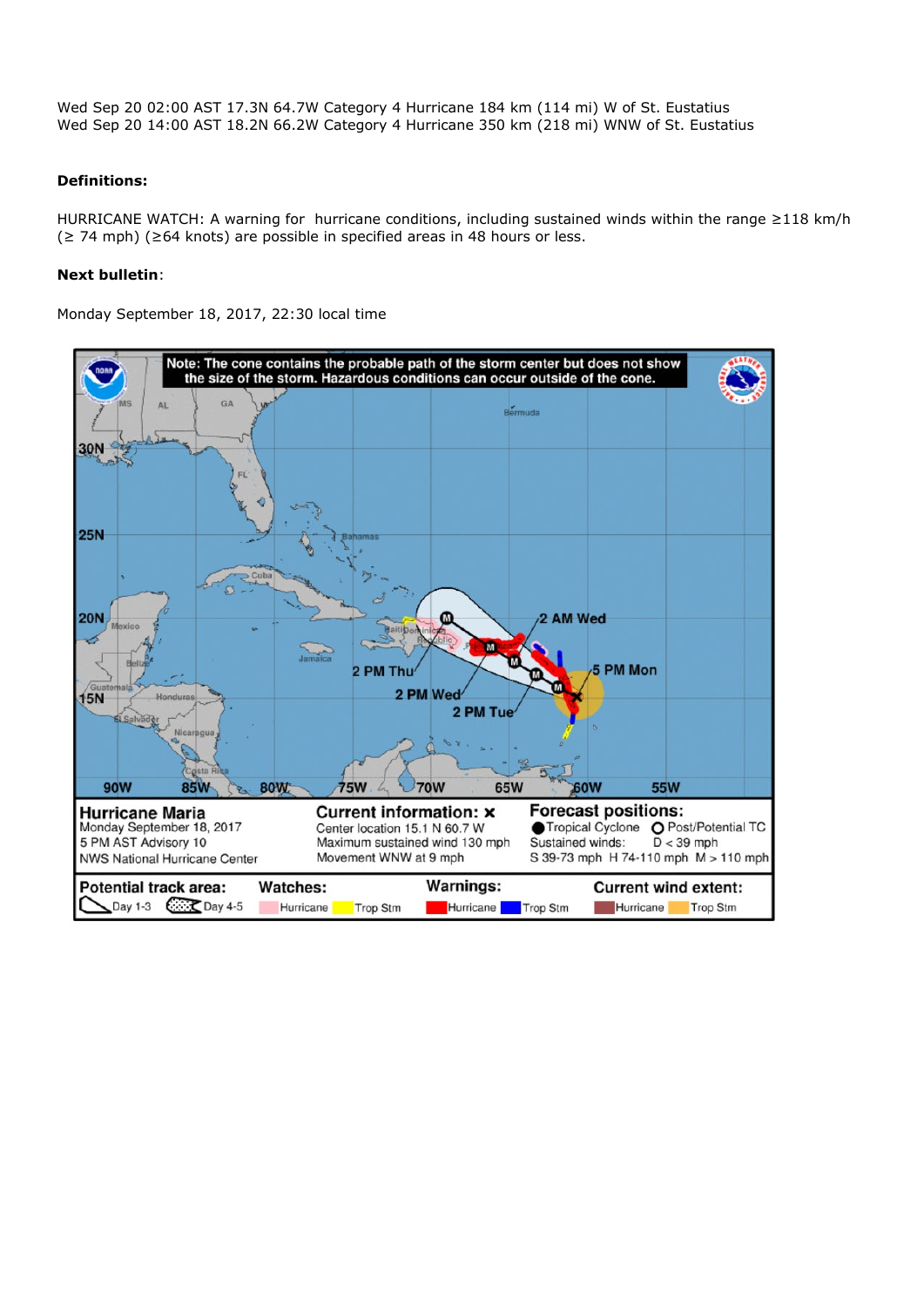Wed Sep 20 02:00 AST 17.3N 64.7W Category 4 Hurricane 184 km (114 mi) W of St. Eustatius
Wed Sep 20 14:00 AST 18.2N 66.2W Category 4 Hurricane 350 km (218 mi) WNW of St. Eustatius

**Definitions:**

HURRICANE WATCH: A warning for hurricane conditions, including sustained winds within the range ≥118 km/h (≥ 74 mph) (≥64 knots) are possible in specified areas in 48 hours or less.

**Next bulletin**:

Monday September 18, 2017, 22:30 local time

Note: The cone contains the probable path of the storm center but does not show the size of the storm. Hazardous conditions can occur outside of the cone.

2 AM Wed
5 PM Mon
2 PM Thu
2 PM Wed
2 PM Tue

30N
25N
20N
15N
90W
85W
80W
75W
70W
65W
60W
55W

Hurricane Maria
Monday September 18, 2017
5 PM AST Advisory 10
NWS National Hurricane Center

Current information: ×
Center location 15.1 N 60.7 W
Maximum sustained wind 130 mph
Movement WNW at 9 mph

Forecast positions:
● Tropical Cyclone ○ Post/Potential TC
Sustained winds: D < 39 mph
S 39-73 mph H 74-110 mph M > 110 mph

Potential track area: Day 1-3 Day 4-5
Watches: Hurricane Trop Stm
Warnings: Hurricane Trop Stm
Current wind extent: Hurricane Trop Stm